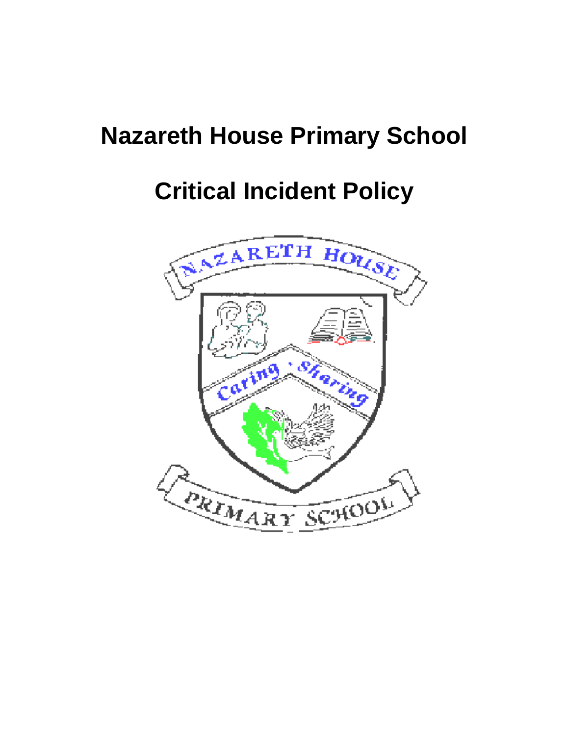# Nazareth House Primary School

# Critical Incident Policy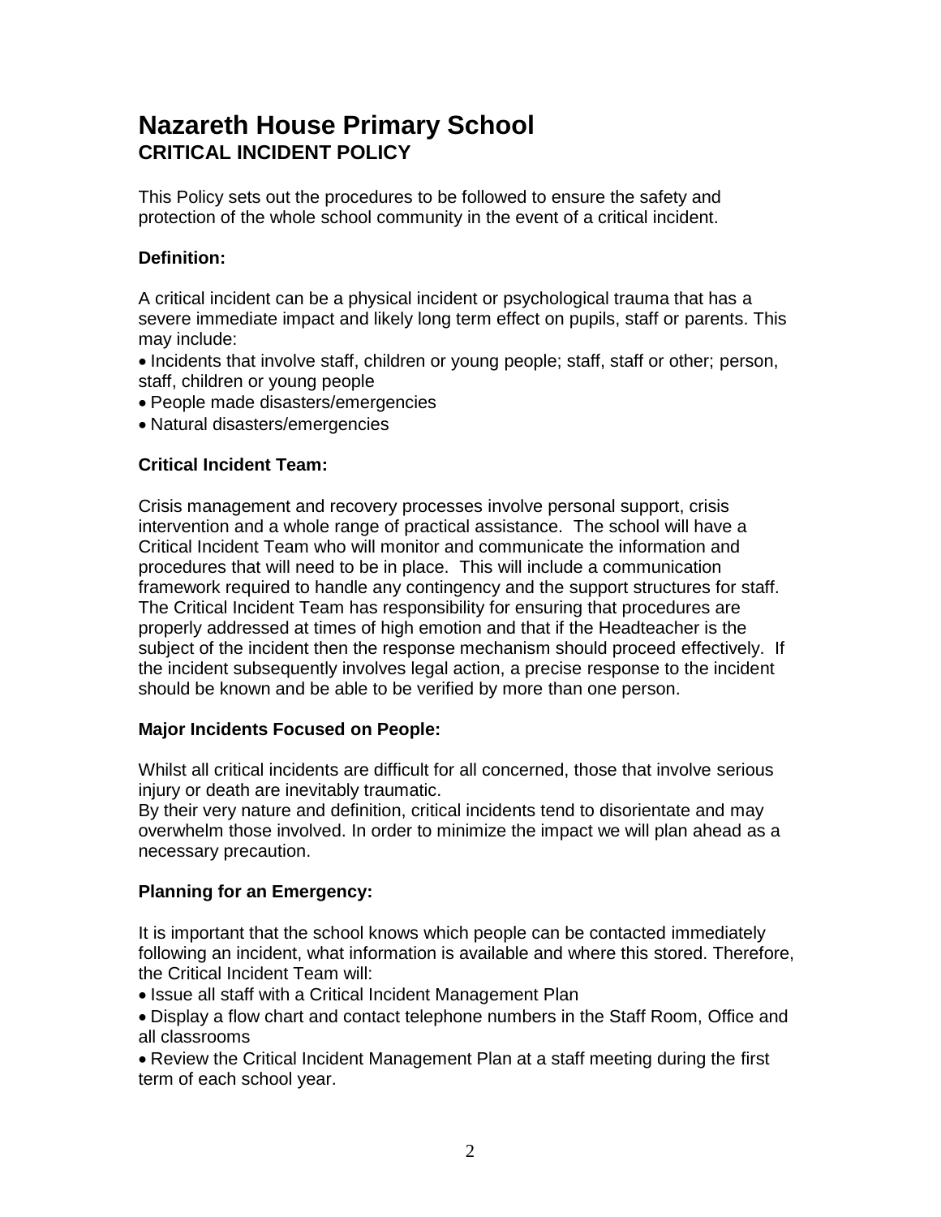# Nazareth House Primary School
## CRITICAL INCIDENT POLICY

This Policy sets out the procedures to be followed to ensure the safety and protection of the whole school community in the event of a critical incident.

**Definition:**

A critical incident can be a physical incident or psychological trauma that has a severe immediate impact and likely long term effect on pupils, staff or parents. This may include:

- Incidents that involve staff, children or young people; staff, staff or other; person, staff, children or young people
- People made disasters/emergencies
- Natural disasters/emergencies

**Critical Incident Team:**

Crisis management and recovery processes involve personal support, crisis intervention and a whole range of practical assistance. The school will have a Critical Incident Team who will monitor and communicate the information and procedures that will need to be in place. This will include a communication framework required to handle any contingency and the support structures for staff. The Critical Incident Team has responsibility for ensuring that procedures are properly addressed at times of high emotion and that if the Headteacher is the subject of the incident then the response mechanism should proceed effectively. If the incident subsequently involves legal action, a precise response to the incident should be known and be able to be verified by more than one person.

**Major Incidents Focused on People:**

Whilst all critical incidents are difficult for all concerned, those that involve serious injury or death are inevitably traumatic.
By their very nature and definition, critical incidents tend to disorientate and may overwhelm those involved. In order to minimize the impact we will plan ahead as a necessary precaution.

**Planning for an Emergency:**

It is important that the school knows which people can be contacted immediately following an incident, what information is available and where this stored. Therefore, the Critical Incident Team will:

- Issue all staff with a Critical Incident Management Plan
- Display a flow chart and contact telephone numbers in the Staff Room, Office and all classrooms
- Review the Critical Incident Management Plan at a staff meeting during the first term of each school year.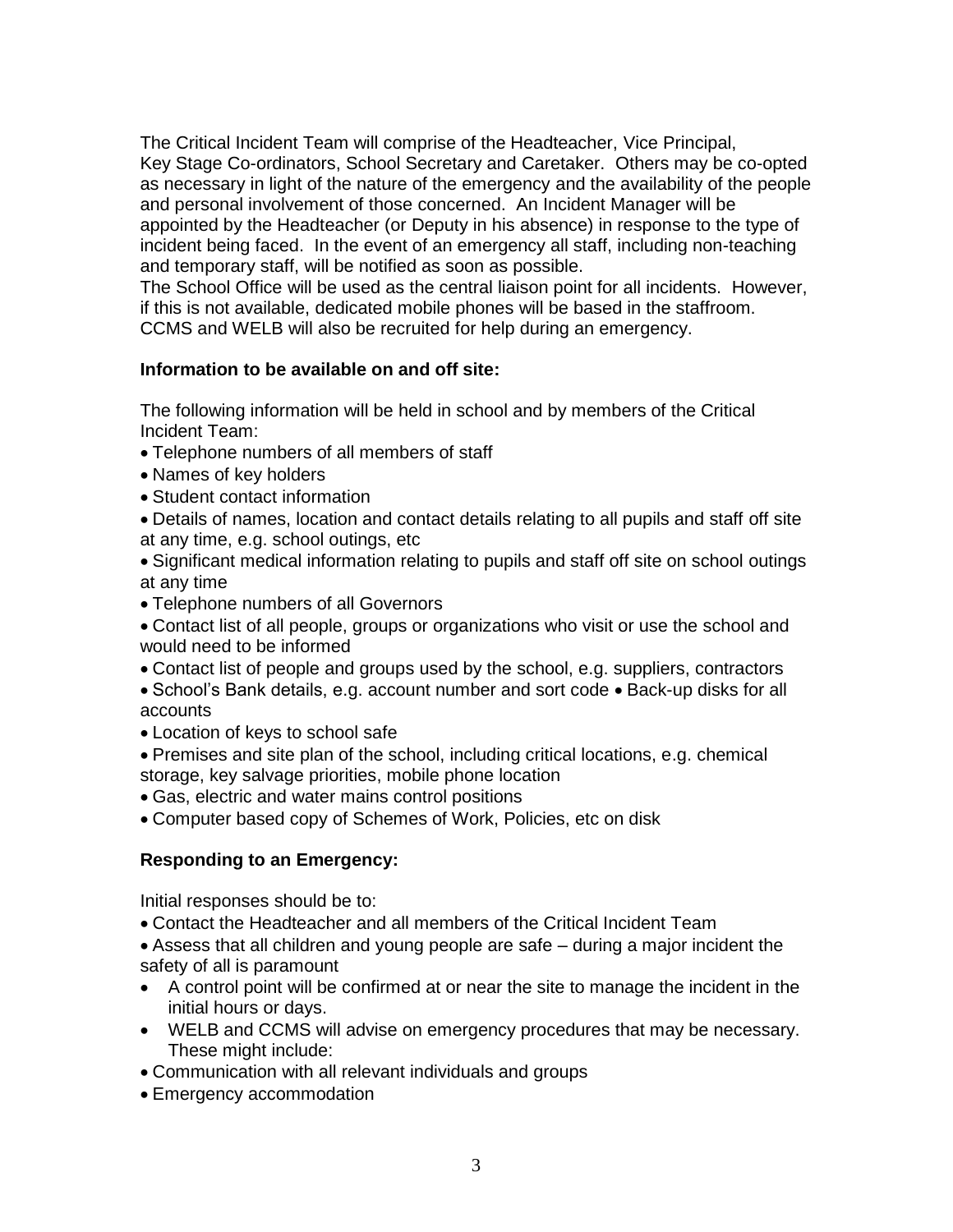The Critical Incident Team will comprise of the Headteacher, Vice Principal, Key Stage Co-ordinators, School Secretary and Caretaker. Others may be co-opted as necessary in light of the nature of the emergency and the availability of the people and personal involvement of those concerned. An Incident Manager will be appointed by the Headteacher (or Deputy in his absence) in response to the type of incident being faced. In the event of an emergency all staff, including non-teaching and temporary staff, will be notified as soon as possible.
The School Office will be used as the central liaison point for all incidents. However, if this is not available, dedicated mobile phones will be based in the staffroom. CCMS and WELB will also be recruited for help during an emergency.

**Information to be available on and off site:**

The following information will be held in school and by members of the Critical Incident Team:

- Telephone numbers of all members of staff
- Names of key holders
- Student contact information
- Details of names, location and contact details relating to all pupils and staff off site at any time, e.g. school outings, etc
- Significant medical information relating to pupils and staff off site on school outings at any time
- Telephone numbers of all Governors
- Contact list of all people, groups or organizations who visit or use the school and would need to be informed
- Contact list of people and groups used by the school, e.g. suppliers, contractors
- School's Bank details, e.g. account number and sort code
- Back-up disks for all accounts
- Location of keys to school safe
- Premises and site plan of the school, including critical locations, e.g. chemical storage, key salvage priorities, mobile phone location
- Gas, electric and water mains control positions
- Computer based copy of Schemes of Work, Policies, etc on disk

**Responding to an Emergency:**

Initial responses should be to:

- Contact the Headteacher and all members of the Critical Incident Team
- Assess that all children and young people are safe – during a major incident the safety of all is paramount
- A control point will be confirmed at or near the site to manage the incident in the initial hours or days.
- WELB and CCMS will advise on emergency procedures that may be necessary. These might include:
- Communication with all relevant individuals and groups
- Emergency accommodation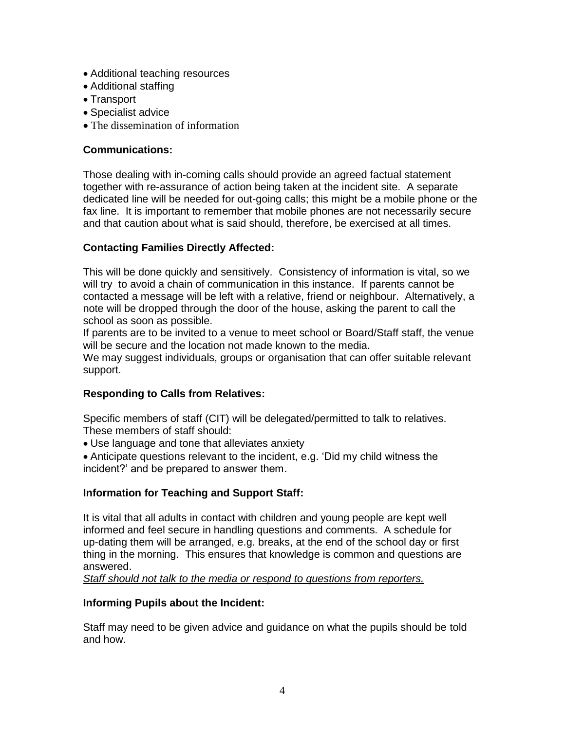- Additional teaching resources
- Additional staffing
- Transport
- Specialist advice
- The dissemination of information

**Communications:**

Those dealing with in-coming calls should provide an agreed factual statement together with re-assurance of action being taken at the incident site. A separate dedicated line will be needed for out-going calls; this might be a mobile phone or the fax line. It is important to remember that mobile phones are not necessarily secure and that caution about what is said should, therefore, be exercised at all times.

**Contacting Families Directly Affected:**

This will be done quickly and sensitively. Consistency of information is vital, so we will try to avoid a chain of communication in this instance. If parents cannot be contacted a message will be left with a relative, friend or neighbour. Alternatively, a note will be dropped through the door of the house, asking the parent to call the school as soon as possible.

If parents are to be invited to a venue to meet school or Board/Staff staff, the venue will be secure and the location not made known to the media.

We may suggest individuals, groups or organisation that can offer suitable relevant support.

**Responding to Calls from Relatives:**

Specific members of staff (CIT) will be delegated/permitted to talk to relatives. These members of staff should:

- Use language and tone that alleviates anxiety
- Anticipate questions relevant to the incident, e.g. 'Did my child witness the incident?' and be prepared to answer them.

**Information for Teaching and Support Staff:**

It is vital that all adults in contact with children and young people are kept well informed and feel secure in handling questions and comments. A schedule for up-dating them will be arranged, e.g. breaks, at the end of the school day or first thing in the morning. This ensures that knowledge is common and questions are answered.

*Staff should not talk to the media or respond to questions from reporters.*

**Informing Pupils about the Incident:**

Staff may need to be given advice and guidance on what the pupils should be told and how.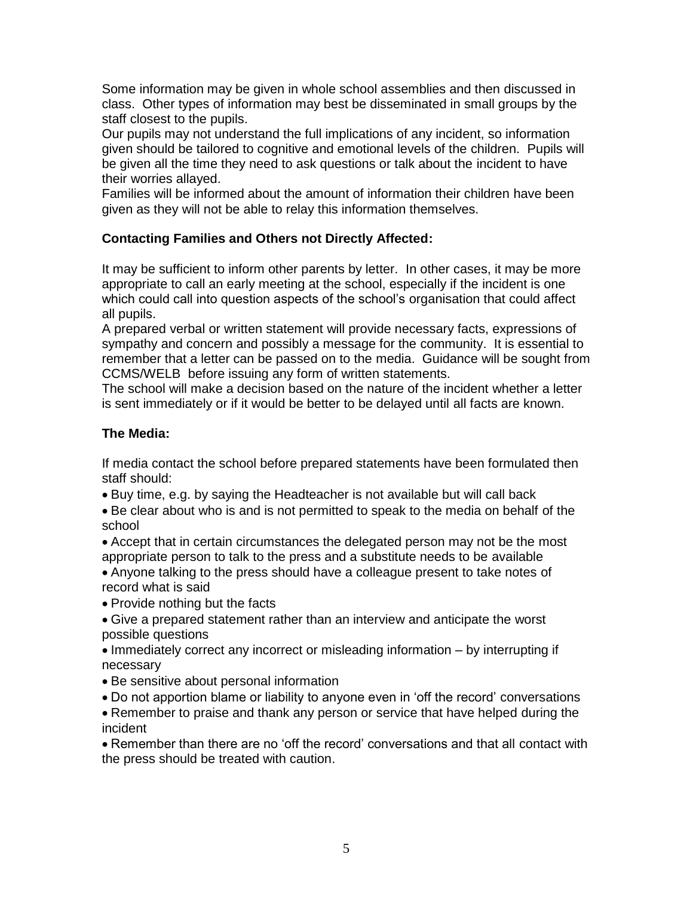Some information may be given in whole school assemblies and then discussed in class. Other types of information may best be disseminated in small groups by the staff closest to the pupils.

Our pupils may not understand the full implications of any incident, so information given should be tailored to cognitive and emotional levels of the children. Pupils will be given all the time they need to ask questions or talk about the incident to have their worries allayed.

Families will be informed about the amount of information their children have been given as they will not be able to relay this information themselves.

**Contacting Families and Others not Directly Affected:**

It may be sufficient to inform other parents by letter. In other cases, it may be more appropriate to call an early meeting at the school, especially if the incident is one which could call into question aspects of the school's organisation that could affect all pupils.

A prepared verbal or written statement will provide necessary facts, expressions of sympathy and concern and possibly a message for the community. It is essential to remember that a letter can be passed on to the media. Guidance will be sought from CCMS/WELB before issuing any form of written statements.

The school will make a decision based on the nature of the incident whether a letter is sent immediately or if it would be better to be delayed until all facts are known.

**The Media:**

If media contact the school before prepared statements have been formulated then staff should:

- Buy time, e.g. by saying the Headteacher is not available but will call back
- Be clear about who is and is not permitted to speak to the media on behalf of the school
- Accept that in certain circumstances the delegated person may not be the most appropriate person to talk to the press and a substitute needs to be available
- Anyone talking to the press should have a colleague present to take notes of record what is said
- Provide nothing but the facts
- Give a prepared statement rather than an interview and anticipate the worst possible questions
- Immediately correct any incorrect or misleading information – by interrupting if necessary
- Be sensitive about personal information
- Do not apportion blame or liability to anyone even in 'off the record' conversations
- Remember to praise and thank any person or service that have helped during the incident
- Remember than there are no 'off the record' conversations and that all contact with the press should be treated with caution.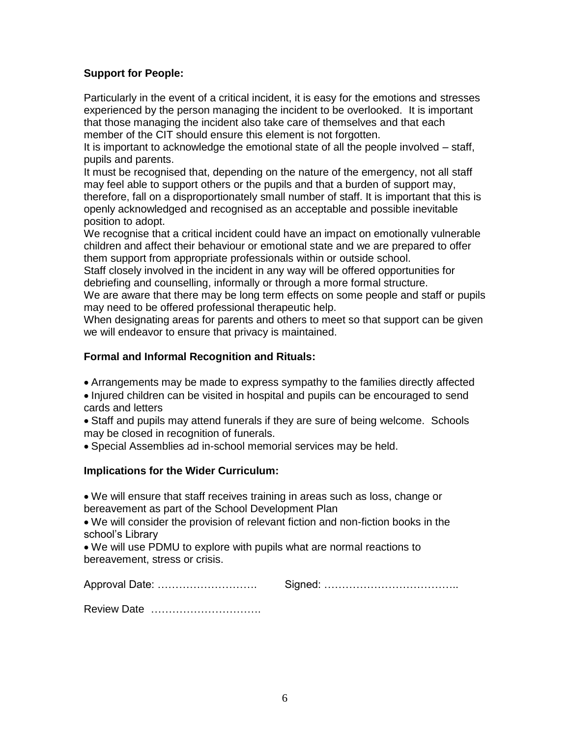**Support for People:**

Particularly in the event of a critical incident, it is easy for the emotions and stresses experienced by the person managing the incident to be overlooked. It is important that those managing the incident also take care of themselves and that each member of the CIT should ensure this element is not forgotten.
It is important to acknowledge the emotional state of all the people involved – staff, pupils and parents.
It must be recognised that, depending on the nature of the emergency, not all staff may feel able to support others or the pupils and that a burden of support may, therefore, fall on a disproportionately small number of staff. It is important that this is openly acknowledged and recognised as an acceptable and possible inevitable position to adopt.
We recognise that a critical incident could have an impact on emotionally vulnerable children and affect their behaviour or emotional state and we are prepared to offer them support from appropriate professionals within or outside school.
Staff closely involved in the incident in any way will be offered opportunities for debriefing and counselling, informally or through a more formal structure.
We are aware that there may be long term effects on some people and staff or pupils may need to be offered professional therapeutic help.
When designating areas for parents and others to meet so that support can be given we will endeavor to ensure that privacy is maintained.

**Formal and Informal Recognition and Rituals:**

- Arrangements may be made to express sympathy to the families directly affected
- Injured children can be visited in hospital and pupils can be encouraged to send cards and letters
- Staff and pupils may attend funerals if they are sure of being welcome. Schools may be closed in recognition of funerals.
- Special Assemblies ad in-school memorial services may be held.

**Implications for the Wider Curriculum:**

- We will ensure that staff receives training in areas such as loss, change or bereavement as part of the School Development Plan
- We will consider the provision of relevant fiction and non-fiction books in the school's Library
- We will use PDMU to explore with pupils what are normal reactions to bereavement, stress or crisis.

Approval Date: ………………………. Signed: ………………………………..

Review Date ………………………….